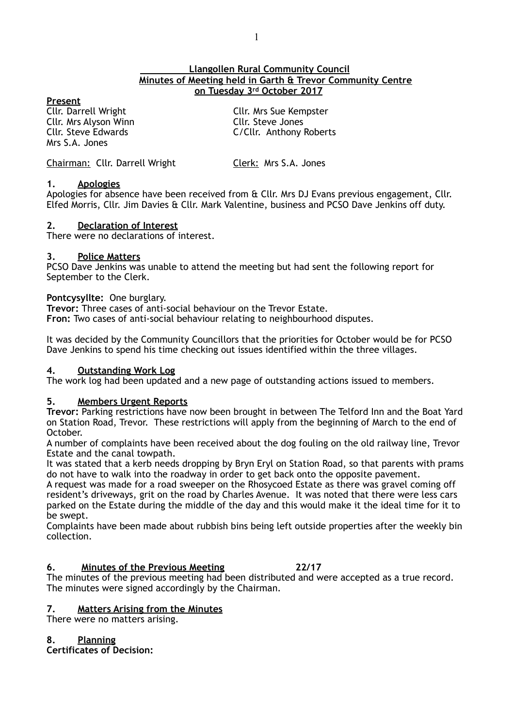**Llangollen Rural Community Council**
**Minutes of Meeting held in Garth & Trevor Community Centre**
**on Tuesday 3rd October 2017**

**Present**

Cllr. Darrell Wright
Cllr. Mrs Alyson Winn
Cllr. Steve Edwards
Mrs S.A. Jones
Cllr. Mrs Sue Kempster
Cllr. Steve Jones
C/Cllr. Anthony Roberts

Chairman: Cllr. Darrell Wright    Clerk: Mrs S.A. Jones

## 1. Apologies

Apologies for absence have been received from & Cllr. Mrs DJ Evans previous engagement, Cllr. Elfed Morris, Cllr. Jim Davies & Cllr. Mark Valentine, business and PCSO Dave Jenkins off duty.

## 2. Declaration of Interest

There were no declarations of interest.

## 3. Police Matters

PCSO Dave Jenkins was unable to attend the meeting but had sent the following report for September to the Clerk.

**Pontcysyllte:** One burglary.
**Trevor:** Three cases of anti-social behaviour on the Trevor Estate.
**Fron:** Two cases of anti-social behaviour relating to neighbourhood disputes.

It was decided by the Community Councillors that the priorities for October would be for PCSO Dave Jenkins to spend his time checking out issues identified within the three villages.

## 4. Outstanding Work Log

The work log had been updated and a new page of outstanding actions issued to members.

## 5. Members Urgent Reports

**Trevor:** Parking restrictions have now been brought in between The Telford Inn and the Boat Yard on Station Road, Trevor. These restrictions will apply from the beginning of March to the end of October.
A number of complaints have been received about the dog fouling on the old railway line, Trevor Estate and the canal towpath.
It was stated that a kerb needs dropping by Bryn Eryl on Station Road, so that parents with prams do not have to walk into the roadway in order to get back onto the opposite pavement.
A request was made for a road sweeper on the Rhosycoed Estate as there was gravel coming off resident's driveways, grit on the road by Charles Avenue. It was noted that there were less cars parked on the Estate during the middle of the day and this would make it the ideal time for it to be swept.
Complaints have been made about rubbish bins being left outside properties after the weekly bin collection.

## 6. Minutes of the Previous Meeting    22/17

The minutes of the previous meeting had been distributed and were accepted as a true record. The minutes were signed accordingly by the Chairman.

## 7. Matters Arising from the Minutes

There were no matters arising.

## 8. Planning

**Certificates of Decision:**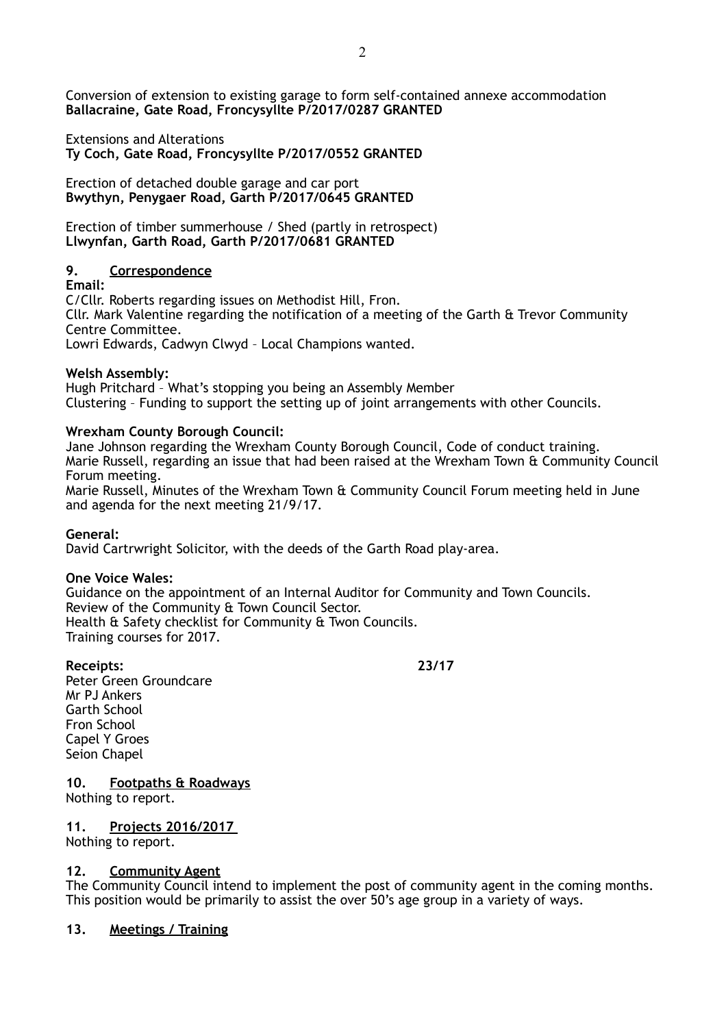Conversion of extension to existing garage to form self-contained annexe accommodation
**Ballacraine, Gate Road, Froncysyllte P/2017/0287 GRANTED**

Extensions and Alterations
**Ty Coch, Gate Road, Froncysyllte P/2017/0552 GRANTED**

Erection of detached double garage and car port
**Bwythyn, Penygaer Road, Garth P/2017/0645 GRANTED**

Erection of timber summerhouse / Shed (partly in retrospect)
**Llwynfan, Garth Road, Garth P/2017/0681 GRANTED**

## 9. Correspondence

**Email:**
C/Cllr. Roberts regarding issues on Methodist Hill, Fron.
Cllr. Mark Valentine regarding the notification of a meeting of the Garth & Trevor Community Centre Committee.
Lowri Edwards, Cadwyn Clwyd – Local Champions wanted.

**Welsh Assembly:**
Hugh Pritchard – What's stopping you being an Assembly Member
Clustering – Funding to support the setting up of joint arrangements with other Councils.

**Wrexham County Borough Council:**
Jane Johnson regarding the Wrexham County Borough Council, Code of conduct training.
Marie Russell, regarding an issue that had been raised at the Wrexham Town & Community Council Forum meeting.
Marie Russell, Minutes of the Wrexham Town & Community Council Forum meeting held in June and agenda for the next meeting 21/9/17.

**General:**
David Cartrwright Solicitor, with the deeds of the Garth Road play-area.

**One Voice Wales:**
Guidance on the appointment of an Internal Auditor for Community and Town Councils.
Review of the Community & Town Council Sector.
Health & Safety checklist for Community & Twon Councils.
Training courses for 2017.

**Receipts:** **23/17**
Peter Green Groundcare
Mr PJ Ankers
Garth School
Fron School
Capel Y Groes
Seion Chapel

## 10. Footpaths & Roadways

Nothing to report.

## 11. Projects 2016/2017

Nothing to report.

## 12. Community Agent

The Community Council intend to implement the post of community agent in the coming months. This position would be primarily to assist the over 50's age group in a variety of ways.

## 13. Meetings / Training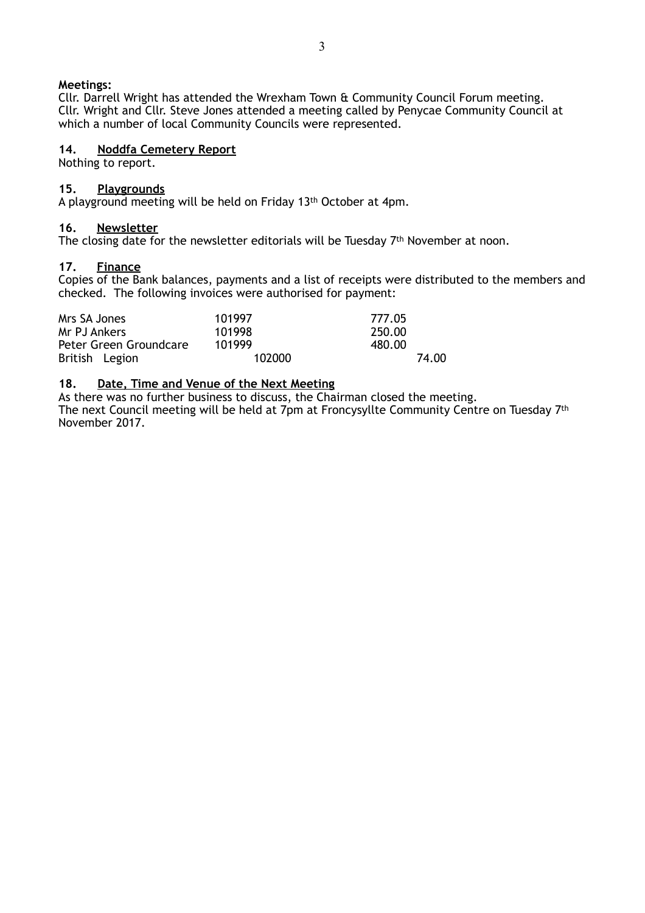**Meetings:**
Cllr. Darrell Wright has attended the Wrexham Town & Community Council Forum meeting. Cllr. Wright and Cllr. Steve Jones attended a meeting called by Penycae Community Council at which a number of local Community Councils were represented.

## 14. Noddfa Cemetery Report

Nothing to report.

## 15. Playgrounds

A playground meeting will be held on Friday 13th October at 4pm.

## 16. Newsletter

The closing date for the newsletter editorials will be Tuesday 7th November at noon.

## 17. Finance

Copies of the Bank balances, payments and a list of receipts were distributed to the members and checked. The following invoices were authorised for payment:

| | | |
|---|---|---|
| Mrs SA Jones | 101997 | 777.05 |
| Mr PJ Ankers | 101998 | 250.00 |
| Peter Green Groundcare | 101999 | 480.00 |
| British Legion | 102000 | 74.00 |

## 18. Date, Time and Venue of the Next Meeting

As there was no further business to discuss, the Chairman closed the meeting.
The next Council meeting will be held at 7pm at Froncysyllte Community Centre on Tuesday 7th November 2017.